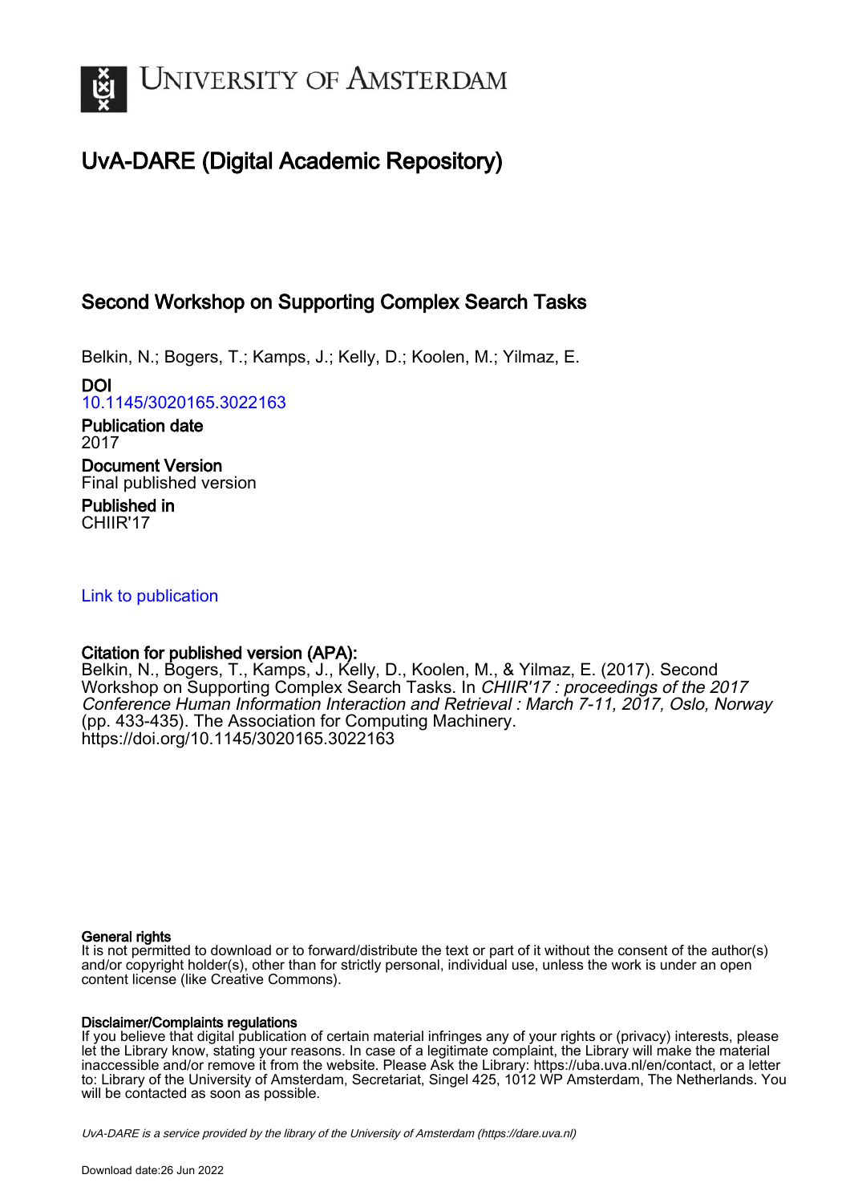UNIVERSITY OF AMSTERDAM

# UvA-DARE (Digital Academic Repository)

## Second Workshop on Supporting Complex Search Tasks

Belkin, N.; Bogers, T.; Kamps, J.; Kelly, D.; Koolen, M.; Yilmaz, E.

**DOI**
10.1145/3020165.3022163

**Publication date**
2017

**Document Version**
Final published version

**Published in**
CHIIR'17

Link to publication

**Citation for published version (APA):**
Belkin, N., Bogers, T., Kamps, J., Kelly, D., Koolen, M., & Yilmaz, E. (2017). Second Workshop on Supporting Complex Search Tasks. In *CHIIR'17 : proceedings of the 2017 Conference Human Information Interaction and Retrieval : March 7-11, 2017, Oslo, Norway* (pp. 433-435). The Association for Computing Machinery. https://doi.org/10.1145/3020165.3022163

**General rights**
It is not permitted to download or to forward/distribute the text or part of it without the consent of the author(s) and/or copyright holder(s), other than for strictly personal, individual use, unless the work is under an open content license (like Creative Commons).

**Disclaimer/Complaints regulations**
If you believe that digital publication of certain material infringes any of your rights or (privacy) interests, please let the Library know, stating your reasons. In case of a legitimate complaint, the Library will make the material inaccessible and/or remove it from the website. Please Ask the Library: https://uba.uva.nl/en/contact, or a letter to: Library of the University of Amsterdam, Secretariat, Singel 425, 1012 WP Amsterdam, The Netherlands. You will be contacted as soon as possible.

*UvA-DARE is a service provided by the library of the University of Amsterdam (https://dare.uva.nl)*

Download date:26 Jun 2022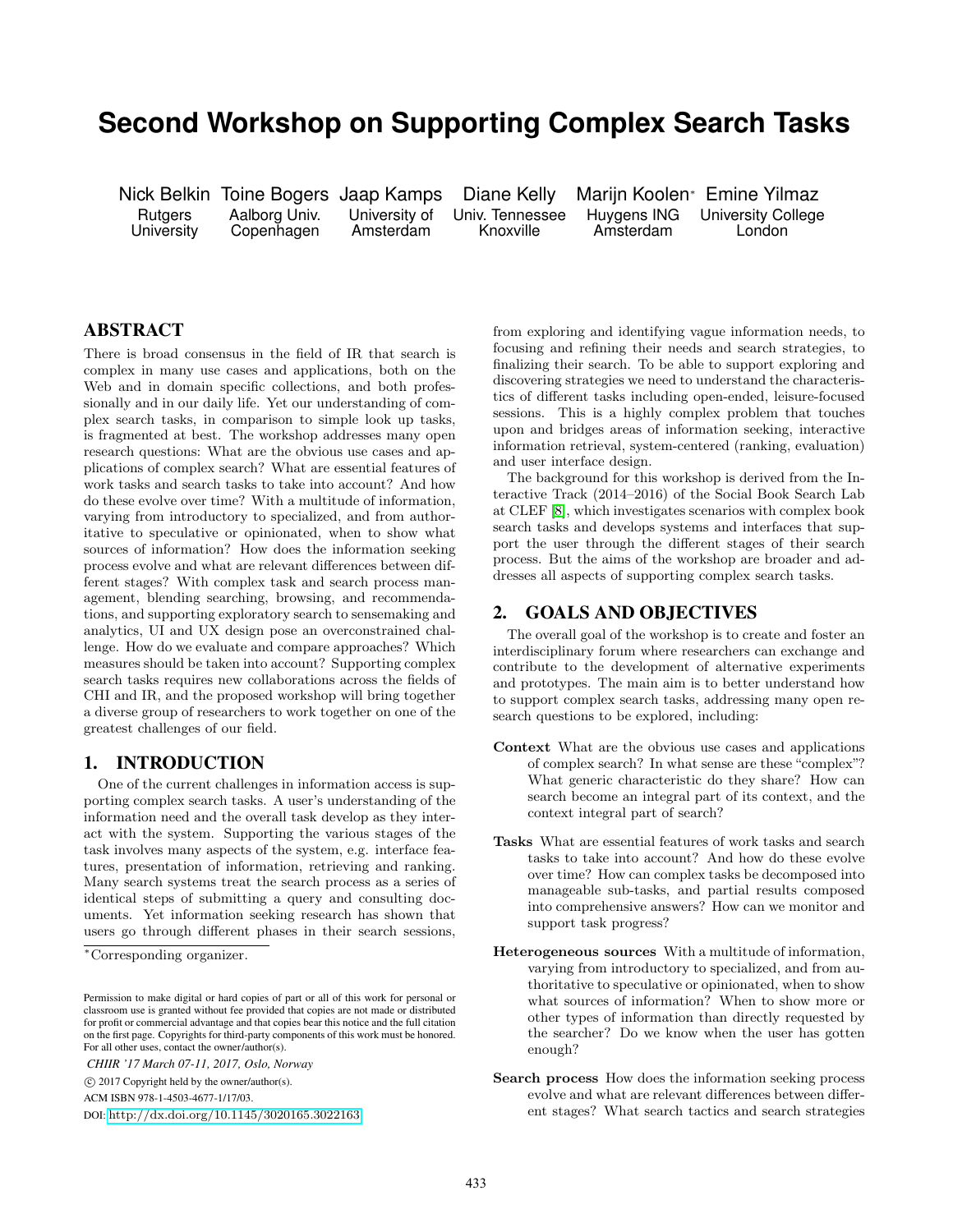# Second Workshop on Supporting Complex Search Tasks

Nick Belkin, Rutgers University
Toine Bogers, Aalborg Univ. Copenhagen
Jaap Kamps, University of Amsterdam
Diane Kelly, Univ. Tennessee Knoxville
Marijn Koolen*, Huygens ING Amsterdam
Emine Yilmaz, University College London

## ABSTRACT

There is broad consensus in the field of IR that search is complex in many use cases and applications, both on the Web and in domain specific collections, and both professionally and in our daily life. Yet our understanding of complex search tasks, in comparison to simple look up tasks, is fragmented at best. The workshop addresses many open research questions: What are the obvious use cases and applications of complex search? What are essential features of work tasks and search tasks to take into account? And how do these evolve over time? With a multitude of information, varying from introductory to specialized, and from authoritative to speculative or opinionated, when to show what sources of information? How does the information seeking process evolve and what are relevant differences between different stages? With complex task and search process management, blending searching, browsing, and recommendations, and supporting exploratory search to sensemaking and analytics, UI and UX design pose an overconstrained challenge. How do we evaluate and compare approaches? Which measures should be taken into account? Supporting complex search tasks requires new collaborations across the fields of CHI and IR, and the proposed workshop will bring together a diverse group of researchers to work together on one of the greatest challenges of our field.

## 1. INTRODUCTION

One of the current challenges in information access is supporting complex search tasks. A user's understanding of the information need and the overall task develop as they interact with the system. Supporting the various stages of the task involves many aspects of the system, e.g. interface features, presentation of information, retrieving and ranking. Many search systems treat the search process as a series of identical steps of submitting a query and consulting documents. Yet information seeking research has shown that users go through different phases in their search sessions, from exploring and identifying vague information needs, to focusing and refining their needs and search strategies, to finalizing their search. To be able to support exploring and discovering strategies we need to understand the characteristics of different tasks including open-ended, leisure-focused sessions. This is a highly complex problem that touches upon and bridges areas of information seeking, interactive information retrieval, system-centered (ranking, evaluation) and user interface design.

The background for this workshop is derived from the Interactive Track (2014–2016) of the Social Book Search Lab at CLEF [8], which investigates scenarios with complex book search tasks and develops systems and interfaces that support the user through the different stages of their search process. But the aims of the workshop are broader and addresses all aspects of supporting complex search tasks.

*Corresponding organizer.

Permission to make digital or hard copies of part or all of this work for personal or classroom use is granted without fee provided that copies are not made or distributed for profit or commercial advantage and that copies bear this notice and the full citation on the first page. Copyrights for third-party components of this work must be honored. For all other uses, contact the owner/author(s).

*CHIIR '17 March 07-11, 2017, Oslo, Norway*

© 2017 Copyright held by the owner/author(s).

ACM ISBN 978-1-4503-4677-1/17/03.

DOI: http://dx.doi.org/10.1145/3020165.3022163

## 2. GOALS AND OBJECTIVES

The overall goal of the workshop is to create and foster an interdisciplinary forum where researchers can exchange and contribute to the development of alternative experiments and prototypes. The main aim is to better understand how to support complex search tasks, addressing many open research questions to be explored, including:

**Context** What are the obvious use cases and applications of complex search? In what sense are these "complex"? What generic characteristic do they share? How can search become an integral part of its context, and the context integral part of search?

**Tasks** What are essential features of work tasks and search tasks to take into account? And how do these evolve over time? How can complex tasks be decomposed into manageable sub-tasks, and partial results composed into comprehensive answers? How can we monitor and support task progress?

**Heterogeneous sources** With a multitude of information, varying from introductory to specialized, and from authoritative to speculative or opinionated, when to show what sources of information? When to show more or other types of information than directly requested by the searcher? Do we know when the user has gotten enough?

**Search process** How does the information seeking process evolve and what are relevant differences between different stages? What search tactics and search strategies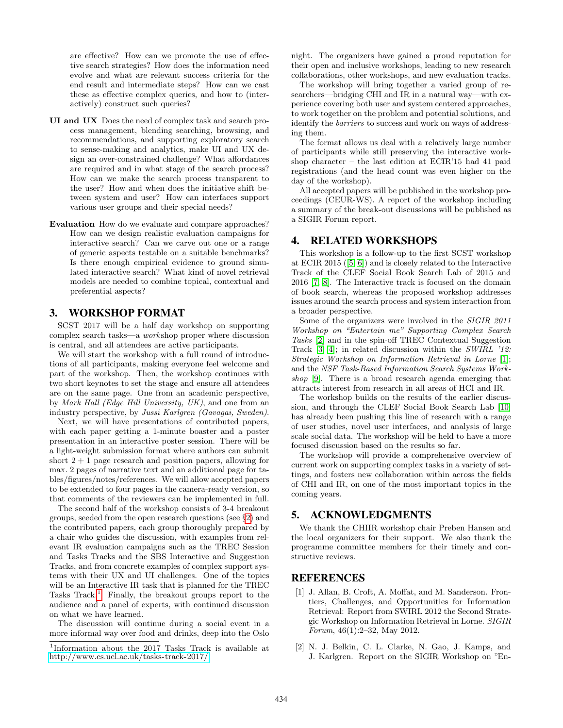are effective? How can we promote the use of effective search strategies? How does the information need evolve and what are relevant success criteria for the end result and intermediate steps? How can we cast these as effective complex queries, and how to (interactively) construct such queries?

**UI and UX** Does the need of complex task and search process management, blending searching, browsing, and recommendations, and supporting exploratory search to sense-making and analytics, make UI and UX design an over-constrained challenge? What affordances are required and in what stage of the search process? How can we make the search process transparent to the user? How and when does the initiative shift between system and user? How can interfaces support various user groups and their special needs?

**Evaluation** How do we evaluate and compare approaches? How can we design realistic evaluation campaigns for interactive search? Can we carve out one or a range of generic aspects testable on a suitable benchmarks? Is there enough empirical evidence to ground simulated interactive search? What kind of novel retrieval models are needed to combine topical, contextual and preferential aspects?

## 3. WORKSHOP FORMAT

SCST 2017 will be a half day workshop on supporting complex search tasks—a *work*shop proper where discussion is central, and all attendees are active participants.

We will start the workshop with a full round of introductions of all participants, making everyone feel welcome and part of the workshop. Then, the workshop continues with two short keynotes to set the stage and ensure all attendees are on the same page. One from an academic perspective, by *Mark Hall (Edge Hill University, UK)*, and one from an industry perspective, by *Jussi Karlgren (Gavagai, Sweden)*.

Next, we will have presentations of contributed papers, with each paper getting a 1-minute boaster and a poster presentation in an interactive poster session. There will be a light-weight submission format where authors can submit short 2 + 1 page research and position papers, allowing for max. 2 pages of narrative text and an additional page for tables/figures/notes/references. We will allow accepted papers to be extended to four pages in the camera-ready version, so that comments of the reviewers can be implemented in full.

The second half of the workshop consists of 3-4 breakout groups, seeded from the open research questions (see §2) and the contributed papers, each group thoroughly prepared by a chair who guides the discussion, with examples from relevant IR evaluation campaigns such as the TREC Session and Tasks Tracks and the SBS Interactive and Suggestion Tracks, and from concrete examples of complex support systems with their UX and UI challenges. One of the topics will be an Interactive IR task that is planned for the TREC Tasks Track.[1] Finally, the breakout groups report to the audience and a panel of experts, with continued discussion on what we have learned.

The discussion will continue during a social event in a more informal way over food and drinks, deep into the Oslo night. The organizers have gained a proud reputation for their open and inclusive workshops, leading to new research collaborations, other workshops, and new evaluation tracks.

The workshop will bring together a varied group of researchers—bridging CHI and IR in a natural way—with experience covering both user and system centered approaches, to work together on the problem and potential solutions, and identify the *barriers* to success and work on ways of addressing them.

The format allows us deal with a relatively large number of participants while still preserving the interactive workshop character – the last edition at ECIR'15 had 41 paid registrations (and the head count was even higher on the day of the workshop).

All accepted papers will be published in the workshop proceedings (CEUR-WS). A report of the workshop including a summary of the break-out discussions will be published as a SIGIR Forum report.

[1] Information about the 2017 Tasks Track is available at http://www.cs.ucl.ac.uk/tasks-track-2017/

## 4. RELATED WORKSHOPS

This workshop is a follow-up to the first SCST workshop at ECIR 2015 ([5, 6]) and is closely related to the Interactive Track of the CLEF Social Book Search Lab of 2015 and 2016 [7, 8]. The Interactive track is focused on the domain of book search, whereas the proposed workshop addresses issues around the search process and system interaction from a broader perspective.

Some of the organizers were involved in the *SIGIR 2011 Workshop on "Entertain me" Supporting Complex Search Tasks* [2] and in the spin-off TREC Contextual Suggestion Track [3, 4]; in related discussion within the *SWIRL '12: Strategic Workshop on Information Retrieval in Lorne* [1]; and the *NSF Task-Based Information Search Systems Workshop* [9]. There is a broad research agenda emerging that attracts interest from research in all areas of HCI and IR.

The workshop builds on the results of the earlier discussion, and through the CLEF Social Book Search Lab [10] has already been pushing this line of research with a range of user studies, novel user interfaces, and analysis of large scale social data. The workshop will be held to have a more focused discussion based on the results so far.

The workshop will provide a comprehensive overview of current work on supporting complex tasks in a variety of settings, and fosters new collaboration within across the fields of CHI and IR, on one of the most important topics in the coming years.

## 5. ACKNOWLEDGMENTS

We thank the CHIIR workshop chair Preben Hansen and the local organizers for their support. We also thank the programme committee members for their timely and constructive reviews.

## REFERENCES

[1] J. Allan, B. Croft, A. Moffat, and M. Sanderson. Frontiers, Challenges, and Opportunities for Information Retrieval: Report from SWIRL 2012 the Second Strategic Workshop on Information Retrieval in Lorne. *SIGIR Forum*, 46(1):2–32, May 2012.

[2] N. J. Belkin, C. L. Clarke, N. Gao, J. Kamps, and J. Karlgren. Report on the SIGIR Workshop on "En-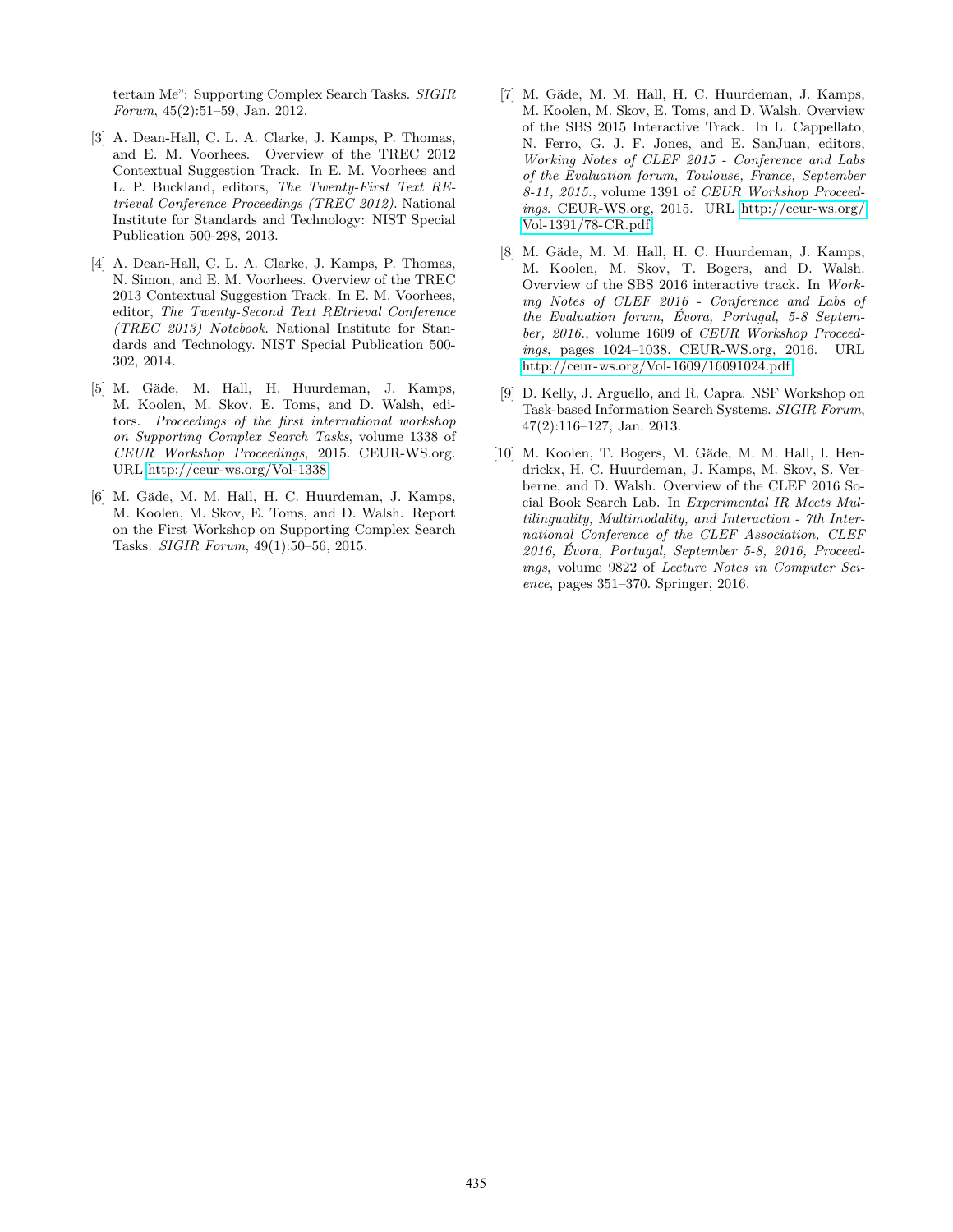tertain Me”: Supporting Complex Search Tasks. *SIGIR Forum*, 45(2):51–59, Jan. 2012.

[3] A. Dean-Hall, C. L. A. Clarke, J. Kamps, P. Thomas, and E. M. Voorhees. Overview of the TREC 2012 Contextual Suggestion Track. In E. M. Voorhees and L. P. Buckland, editors, *The Twenty-First Text REtrieval Conference Proceedings (TREC 2012)*. National Institute for Standards and Technology: NIST Special Publication 500-298, 2013.

[4] A. Dean-Hall, C. L. A. Clarke, J. Kamps, P. Thomas, N. Simon, and E. M. Voorhees. Overview of the TREC 2013 Contextual Suggestion Track. In E. M. Voorhees, editor, *The Twenty-Second Text REtrieval Conference (TREC 2013) Notebook*. National Institute for Standards and Technology. NIST Special Publication 500-302, 2014.

[5] M. Gäde, M. Hall, H. Huurdeman, J. Kamps, M. Koolen, M. Skov, E. Toms, and D. Walsh, editors. *Proceedings of the first international workshop on Supporting Complex Search Tasks*, volume 1338 of *CEUR Workshop Proceedings*, 2015. CEUR-WS.org. URL http://ceur-ws.org/Vol-1338.

[6] M. Gäde, M. M. Hall, H. C. Huurdeman, J. Kamps, M. Koolen, M. Skov, E. Toms, and D. Walsh. Report on the First Workshop on Supporting Complex Search Tasks. *SIGIR Forum*, 49(1):50–56, 2015.

[7] M. Gäde, M. M. Hall, H. C. Huurdeman, J. Kamps, M. Koolen, M. Skov, E. Toms, and D. Walsh. Overview of the SBS 2015 Interactive Track. In L. Cappellato, N. Ferro, G. J. F. Jones, and E. SanJuan, editors, *Working Notes of CLEF 2015 - Conference and Labs of the Evaluation forum, Toulouse, France, September 8-11, 2015.*, volume 1391 of *CEUR Workshop Proceedings*. CEUR-WS.org, 2015. URL http://ceur-ws.org/Vol-1391/78-CR.pdf.

[8] M. Gäde, M. M. Hall, H. C. Huurdeman, J. Kamps, M. Koolen, M. Skov, T. Bogers, and D. Walsh. Overview of the SBS 2016 interactive track. In *Working Notes of CLEF 2016 - Conference and Labs of the Evaluation forum, Évora, Portugal, 5-8 September, 2016.*, volume 1609 of *CEUR Workshop Proceedings*, pages 1024–1038. CEUR-WS.org, 2016. URL http://ceur-ws.org/Vol-1609/16091024.pdf.

[9] D. Kelly, J. Arguello, and R. Capra. NSF Workshop on Task-based Information Search Systems. *SIGIR Forum*, 47(2):116–127, Jan. 2013.

[10] M. Koolen, T. Bogers, M. Gäde, M. M. Hall, I. Hendrickx, H. C. Huurdeman, J. Kamps, M. Skov, S. Verberne, and D. Walsh. Overview of the CLEF 2016 Social Book Search Lab. In *Experimental IR Meets Multilinguality, Multimodality, and Interaction - 7th International Conference of the CLEF Association, CLEF 2016, Évora, Portugal, September 5-8, 2016, Proceedings*, volume 9822 of *Lecture Notes in Computer Science*, pages 351–370. Springer, 2016.